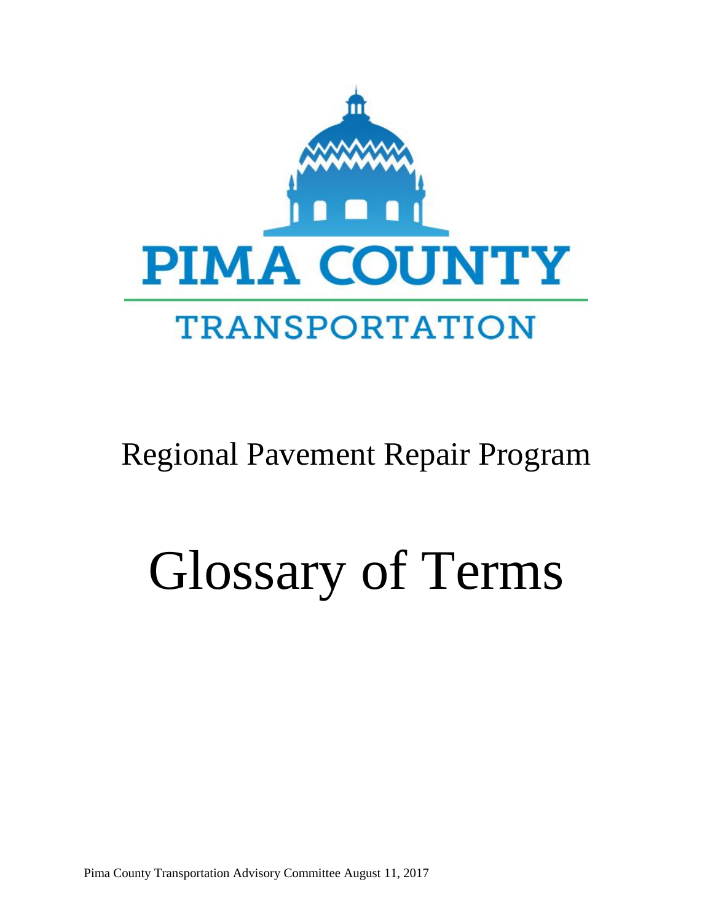PIMA COUNTY

TRANSPORTATION

# Regional Pavement Repair Program

# Glossary of Terms

Pima County Transportation Advisory Committee August 11, 2017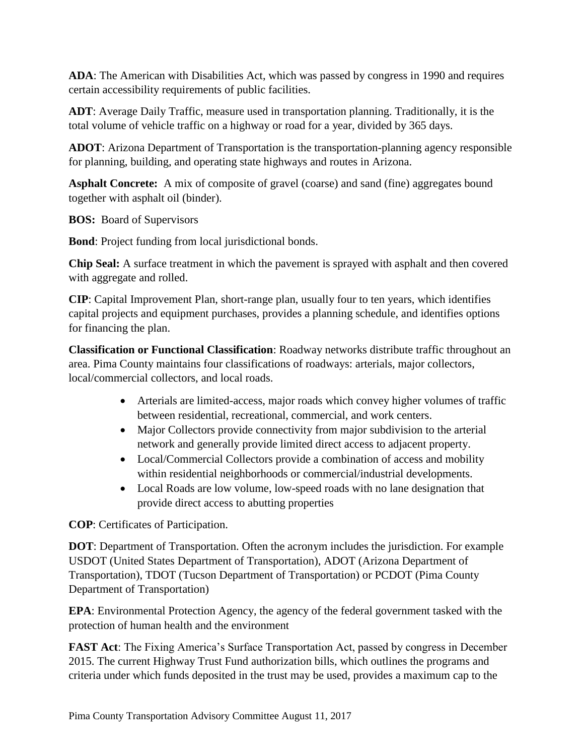**ADA**: The American with Disabilities Act, which was passed by congress in 1990 and requires certain accessibility requirements of public facilities.

**ADT**: Average Daily Traffic, measure used in transportation planning. Traditionally, it is the total volume of vehicle traffic on a highway or road for a year, divided by 365 days.

**ADOT**: Arizona Department of Transportation is the transportation-planning agency responsible for planning, building, and operating state highways and routes in Arizona.

**Asphalt Concrete:** A mix of composite of gravel (coarse) and sand (fine) aggregates bound together with asphalt oil (binder).

**BOS:** Board of Supervisors

**Bond**: Project funding from local jurisdictional bonds.

**Chip Seal:** A surface treatment in which the pavement is sprayed with asphalt and then covered with aggregate and rolled.

**CIP**: Capital Improvement Plan, short-range plan, usually four to ten years, which identifies capital projects and equipment purchases, provides a planning schedule, and identifies options for financing the plan.

**Classification or Functional Classification**: Roadway networks distribute traffic throughout an area. Pima County maintains four classifications of roadways: arterials, major collectors, local/commercial collectors, and local roads.

- Arterials are limited-access, major roads which convey higher volumes of traffic between residential, recreational, commercial, and work centers.
- Major Collectors provide connectivity from major subdivision to the arterial network and generally provide limited direct access to adjacent property.
- Local/Commercial Collectors provide a combination of access and mobility within residential neighborhoods or commercial/industrial developments.
- Local Roads are low volume, low-speed roads with no lane designation that provide direct access to abutting properties

**COP**: Certificates of Participation.

**DOT**: Department of Transportation. Often the acronym includes the jurisdiction. For example USDOT (United States Department of Transportation), ADOT (Arizona Department of Transportation), TDOT (Tucson Department of Transportation) or PCDOT (Pima County Department of Transportation)

**EPA**: Environmental Protection Agency, the agency of the federal government tasked with the protection of human health and the environment

**FAST Act**: The Fixing America's Surface Transportation Act, passed by congress in December 2015. The current Highway Trust Fund authorization bills, which outlines the programs and criteria under which funds deposited in the trust may be used, provides a maximum cap to the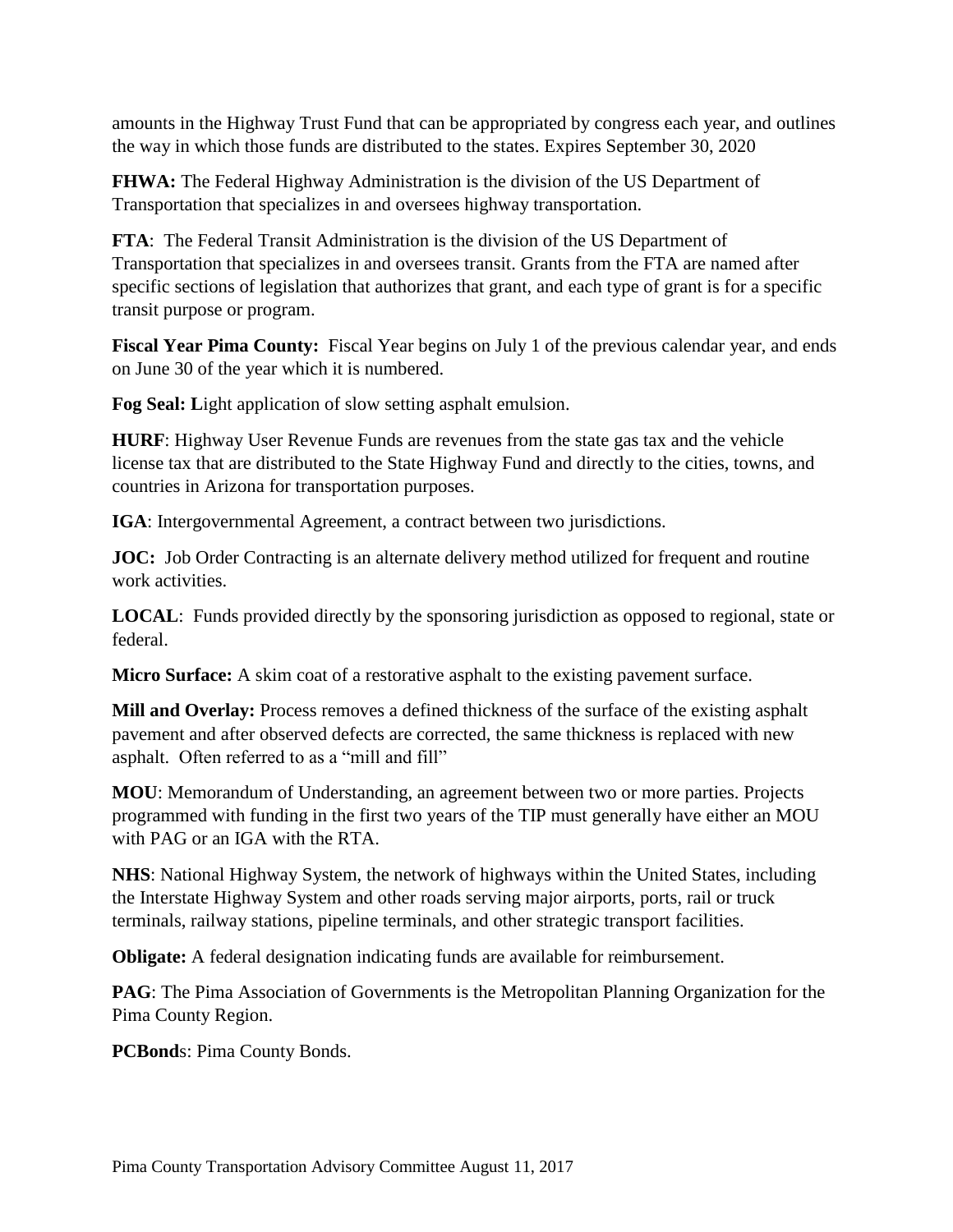amounts in the Highway Trust Fund that can be appropriated by congress each year, and outlines the way in which those funds are distributed to the states. Expires September 30, 2020

**FHWA:** The Federal Highway Administration is the division of the US Department of Transportation that specializes in and oversees highway transportation.

**FTA**: The Federal Transit Administration is the division of the US Department of Transportation that specializes in and oversees transit. Grants from the FTA are named after specific sections of legislation that authorizes that grant, and each type of grant is for a specific transit purpose or program.

**Fiscal Year Pima County:** Fiscal Year begins on July 1 of the previous calendar year, and ends on June 30 of the year which it is numbered.

**Fog Seal: L**ight application of slow setting asphalt emulsion.

**HURF**: Highway User Revenue Funds are revenues from the state gas tax and the vehicle license tax that are distributed to the State Highway Fund and directly to the cities, towns, and countries in Arizona for transportation purposes.

**IGA**: Intergovernmental Agreement, a contract between two jurisdictions.

**JOC:** Job Order Contracting is an alternate delivery method utilized for frequent and routine work activities.

**LOCAL**: Funds provided directly by the sponsoring jurisdiction as opposed to regional, state or federal.

**Micro Surface:** A skim coat of a restorative asphalt to the existing pavement surface.

**Mill and Overlay:** Process removes a defined thickness of the surface of the existing asphalt pavement and after observed defects are corrected, the same thickness is replaced with new asphalt. Often referred to as a "mill and fill"

**MOU**: Memorandum of Understanding, an agreement between two or more parties. Projects programmed with funding in the first two years of the TIP must generally have either an MOU with PAG or an IGA with the RTA.

**NHS**: National Highway System, the network of highways within the United States, including the Interstate Highway System and other roads serving major airports, ports, rail or truck terminals, railway stations, pipeline terminals, and other strategic transport facilities.

**Obligate:** A federal designation indicating funds are available for reimbursement.

**PAG**: The Pima Association of Governments is the Metropolitan Planning Organization for the Pima County Region.

**PCBond**s: Pima County Bonds.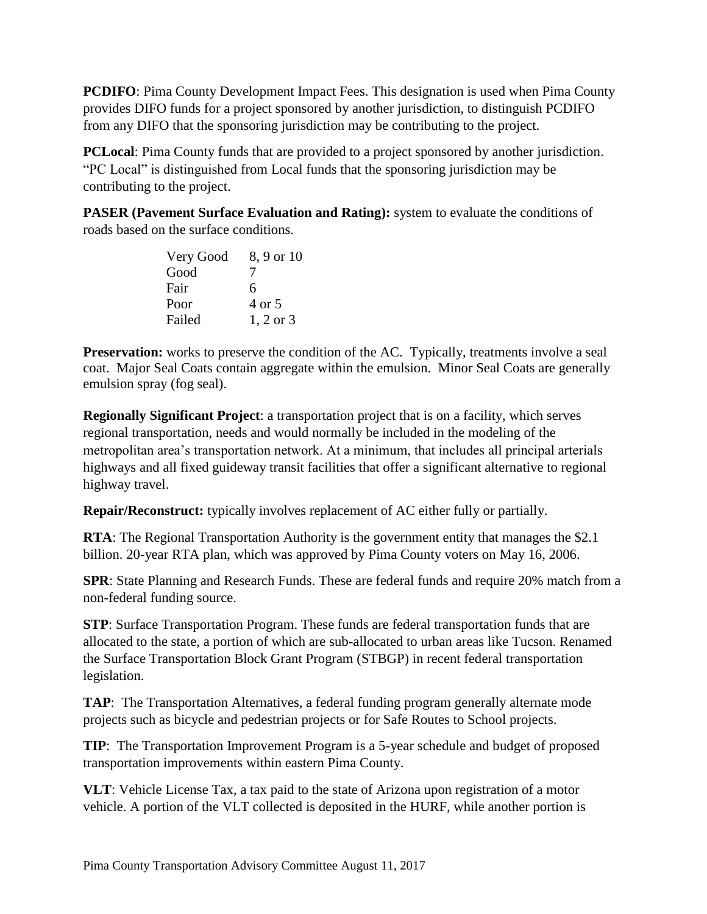**PCDIFO**: Pima County Development Impact Fees. This designation is used when Pima County provides DIFO funds for a project sponsored by another jurisdiction, to distinguish PCDIFO from any DIFO that the sponsoring jurisdiction may be contributing to the project.

**PCLocal**: Pima County funds that are provided to a project sponsored by another jurisdiction. "PC Local" is distinguished from Local funds that the sponsoring jurisdiction may be contributing to the project.

**PASER (Pavement Surface Evaluation and Rating):** system to evaluate the conditions of roads based on the surface conditions.

| | |
|---|---|
| Very Good | 8, 9 or 10 |
| Good | 7 |
| Fair | 6 |
| Poor | 4 or 5 |
| Failed | 1, 2 or 3 |

**Preservation:** works to preserve the condition of the AC. Typically, treatments involve a seal coat. Major Seal Coats contain aggregate within the emulsion. Minor Seal Coats are generally emulsion spray (fog seal).

**Regionally Significant Project**: a transportation project that is on a facility, which serves regional transportation, needs and would normally be included in the modeling of the metropolitan area's transportation network. At a minimum, that includes all principal arterials highways and all fixed guideway transit facilities that offer a significant alternative to regional highway travel.

**Repair/Reconstruct:** typically involves replacement of AC either fully or partially.

**RTA**: The Regional Transportation Authority is the government entity that manages the $2.1 billion. 20-year RTA plan, which was approved by Pima County voters on May 16, 2006.

**SPR**: State Planning and Research Funds. These are federal funds and require 20% match from a non-federal funding source.

**STP**: Surface Transportation Program. These funds are federal transportation funds that are allocated to the state, a portion of which are sub-allocated to urban areas like Tucson. Renamed the Surface Transportation Block Grant Program (STBGP) in recent federal transportation legislation.

**TAP**: The Transportation Alternatives, a federal funding program generally alternate mode projects such as bicycle and pedestrian projects or for Safe Routes to School projects.

**TIP**: The Transportation Improvement Program is a 5-year schedule and budget of proposed transportation improvements within eastern Pima County.

**VLT**: Vehicle License Tax, a tax paid to the state of Arizona upon registration of a motor vehicle. A portion of the VLT collected is deposited in the HURF, while another portion is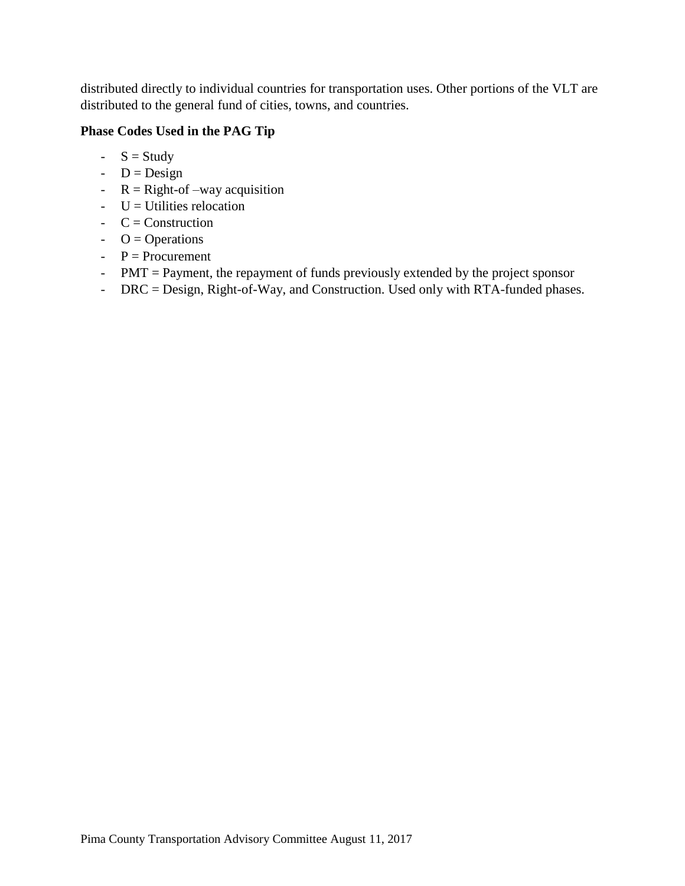distributed directly to individual countries for transportation uses. Other portions of the VLT are distributed to the general fund of cities, towns, and countries.

**Phase Codes Used in the PAG Tip**

- S = Study
- D = Design
- R = Right-of –way acquisition
- U = Utilities relocation
- C = Construction
- O = Operations
- P = Procurement
- PMT = Payment, the repayment of funds previously extended by the project sponsor
- DRC = Design, Right-of-Way, and Construction. Used only with RTA-funded phases.